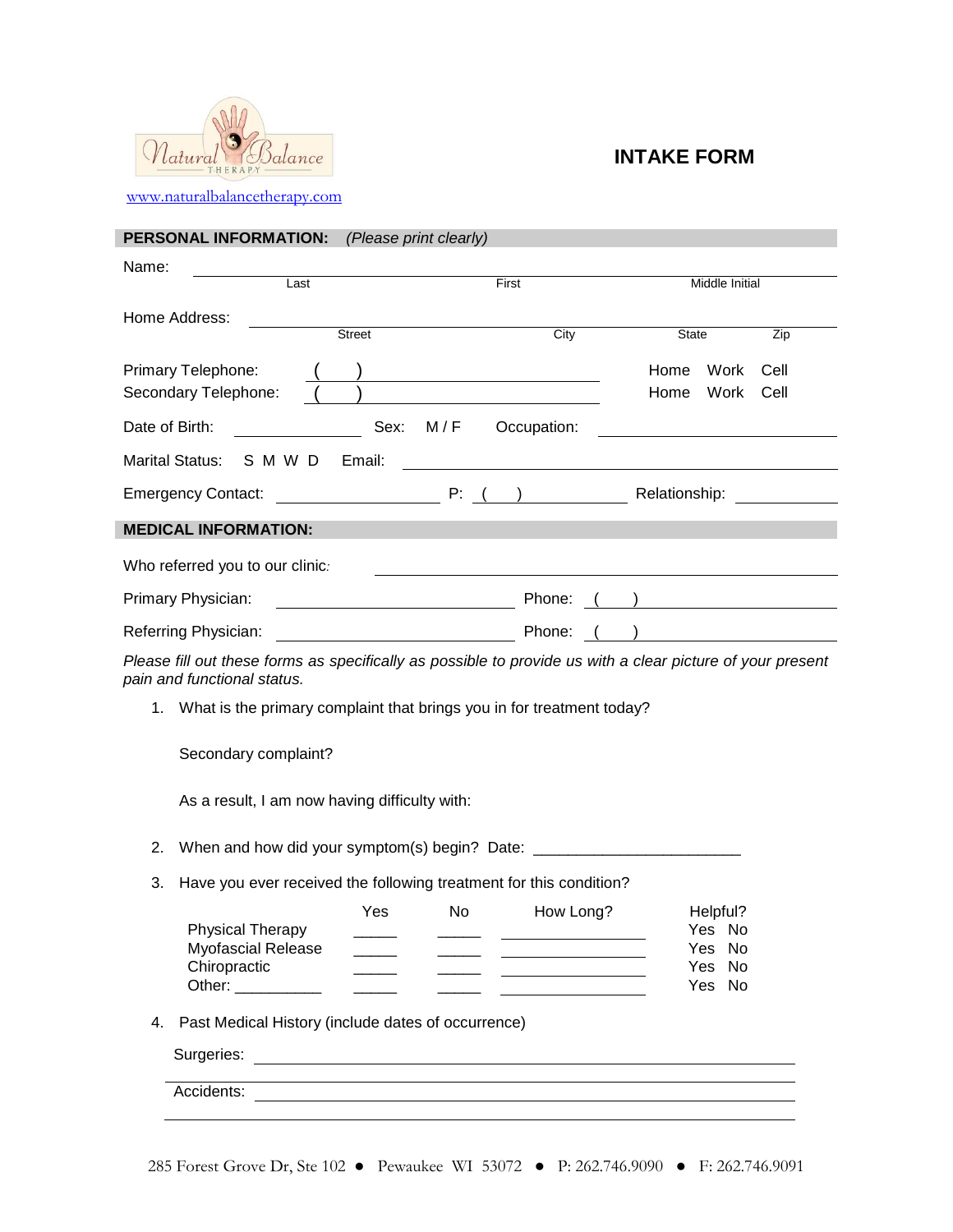Natural Balance THERAPY

www.naturalbalancetherapy.com

# INTAKE FORM

## PERSONAL INFORMATION: *(Please print clearly)*

Name: ______________________________________________
Last First Middle Initial

Home Address: ______________________________________________
Street City State Zip

Primary Telephone: ( ) ____________________ Home Work Cell
Secondary Telephone: ( ) ____________________ Home Work Cell

Date of Birth: ______________ Sex: M / F Occupation: ______________

Marital Status: S M W D Email: ______________________

Emergency Contact: ______________ P: ( ) ______________ Relationship: ______________

## MEDICAL INFORMATION:

Who referred you to our clinic: ______________________

Primary Physician: ______________________ Phone: ( ) ______________

Referring Physician: ______________________ Phone: ( ) ______________

*Please fill out these forms as specifically as possible to provide us with a clear picture of your present pain and functional status.*

1. What is the primary complaint that brings you in for treatment today?

   Secondary complaint?

   As a result, I am now having difficulty with:

2. When and how did your symptom(s) begin? Date: ________________________

3. Have you ever received the following treatment for this condition?

| | Yes | No | How Long? | Helpful? |
|---|---|---|---|---|
| Physical Therapy | _____ | _____ | ______________ | Yes No |
| Myofascial Release | _____ | _____ | ______________ | Yes No |
| Chiropractic | _____ | _____ | ______________ | Yes No |
| Other: __________ | _____ | _____ | ______________ | Yes No |

4. Past Medical History (include dates of occurrence)

   Surgeries: ______________________________________________

   ______________________________________________

   Accidents: ______________________________________________

   ______________________________________________

285 Forest Grove Dr, Ste 102 ● Pewaukee WI 53072 ● P: 262.746.9090 ● F: 262.746.9091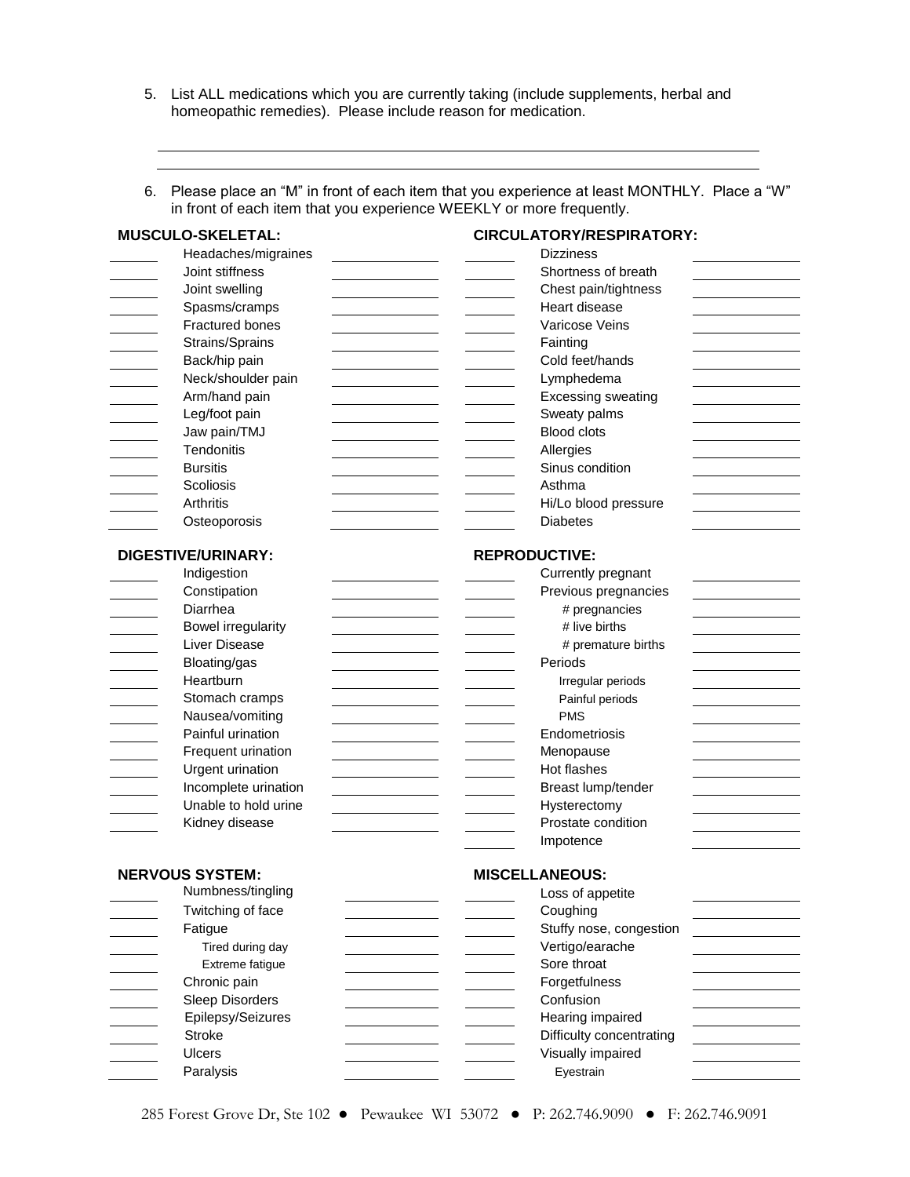5. List ALL medications which you are currently taking (include supplements, herbal and homeopathic remedies). Please include reason for medication.

______________________________________________________________________

______________________________________________________________________

6. Please place an "M" in front of each item that you experience at least MONTHLY. Place a "W" in front of each item that you experience WEEKLY or more frequently.

| | **MUSCULO-SKELETAL:** | | | **CIRCULATORY/RESPIRATORY:** | |
|---|---|---|---|---|---|
| ______ | Headaches/migraines | __________ | ______ | Dizziness | __________ |
| ______ | Joint stiffness | __________ | ______ | Shortness of breath | __________ |
| ______ | Joint swelling | __________ | ______ | Chest pain/tightness | __________ |
| ______ | Spasms/cramps | __________ | ______ | Heart disease | __________ |
| ______ | Fractured bones | __________ | ______ | Varicose Veins | __________ |
| ______ | Strains/Sprains | __________ | ______ | Fainting | __________ |
| ______ | Back/hip pain | __________ | ______ | Cold feet/hands | __________ |
| ______ | Neck/shoulder pain | __________ | ______ | Lymphedema | __________ |
| ______ | Arm/hand pain | __________ | ______ | Excessing sweating | __________ |
| ______ | Leg/foot pain | __________ | ______ | Sweaty palms | __________ |
| ______ | Jaw pain/TMJ | __________ | ______ | Blood clots | __________ |
| ______ | Tendonitis | __________ | ______ | Allergies | __________ |
| ______ | Bursitis | __________ | ______ | Sinus condition | __________ |
| ______ | Scoliosis | __________ | ______ | Asthma | __________ |
| ______ | Arthritis | __________ | ______ | Hi/Lo blood pressure | __________ |
| ______ | Osteoporosis | __________ | ______ | Diabetes | __________ |

| | **DIGESTIVE/URINARY:** | | | **REPRODUCTIVE:** | |
|---|---|---|---|---|---|
| ______ | Indigestion | __________ | ______ | Currently pregnant | __________ |
| ______ | Constipation | __________ | ______ | Previous pregnancies | __________ |
| ______ | Diarrhea | __________ | ______ | # pregnancies | __________ |
| ______ | Bowel irregularity | __________ | ______ | # live births | __________ |
| ______ | Liver Disease | __________ | ______ | # premature births | __________ |
| ______ | Bloating/gas | __________ | ______ | Periods | __________ |
| ______ | Heartburn | __________ | ______ | Irregular periods | __________ |
| ______ | Stomach cramps | __________ | ______ | Painful periods | __________ |
| ______ | Nausea/vomiting | __________ | ______ | PMS | __________ |
| ______ | Painful urination | __________ | ______ | Endometriosis | __________ |
| ______ | Frequent urination | __________ | ______ | Menopause | __________ |
| ______ | Urgent urination | __________ | ______ | Hot flashes | __________ |
| ______ | Incomplete urination | __________ | ______ | Breast lump/tender | __________ |
| ______ | Unable to hold urine | __________ | ______ | Hysterectomy | __________ |
| ______ | Kidney disease | __________ | ______ | Prostate condition | __________ |
| | | | ______ | Impotence | __________ |

| | **NERVOUS SYSTEM:** | | | **MISCELLANEOUS:** | |
|---|---|---|---|---|---|
| ______ | Numbness/tingling | __________ | ______ | Loss of appetite | __________ |
| ______ | Twitching of face | __________ | ______ | Coughing | __________ |
| ______ | Fatigue | __________ | ______ | Stuffy nose, congestion | __________ |
| ______ | Tired during day | __________ | ______ | Vertigo/earache | __________ |
| ______ | Extreme fatigue | __________ | ______ | Sore throat | __________ |
| ______ | Chronic pain | __________ | ______ | Forgetfulness | __________ |
| ______ | Sleep Disorders | __________ | ______ | Confusion | __________ |
| ______ | Epilepsy/Seizures | __________ | ______ | Hearing impaired | __________ |
| ______ | Stroke | __________ | ______ | Difficulty concentrating | __________ |
| ______ | Ulcers | __________ | ______ | Visually impaired | __________ |
| ______ | Paralysis | __________ | ______ | Eyestrain | __________ |

285 Forest Grove Dr, Ste 102 ● Pewaukee WI 53072 ● P: 262.746.9090 ● F: 262.746.9091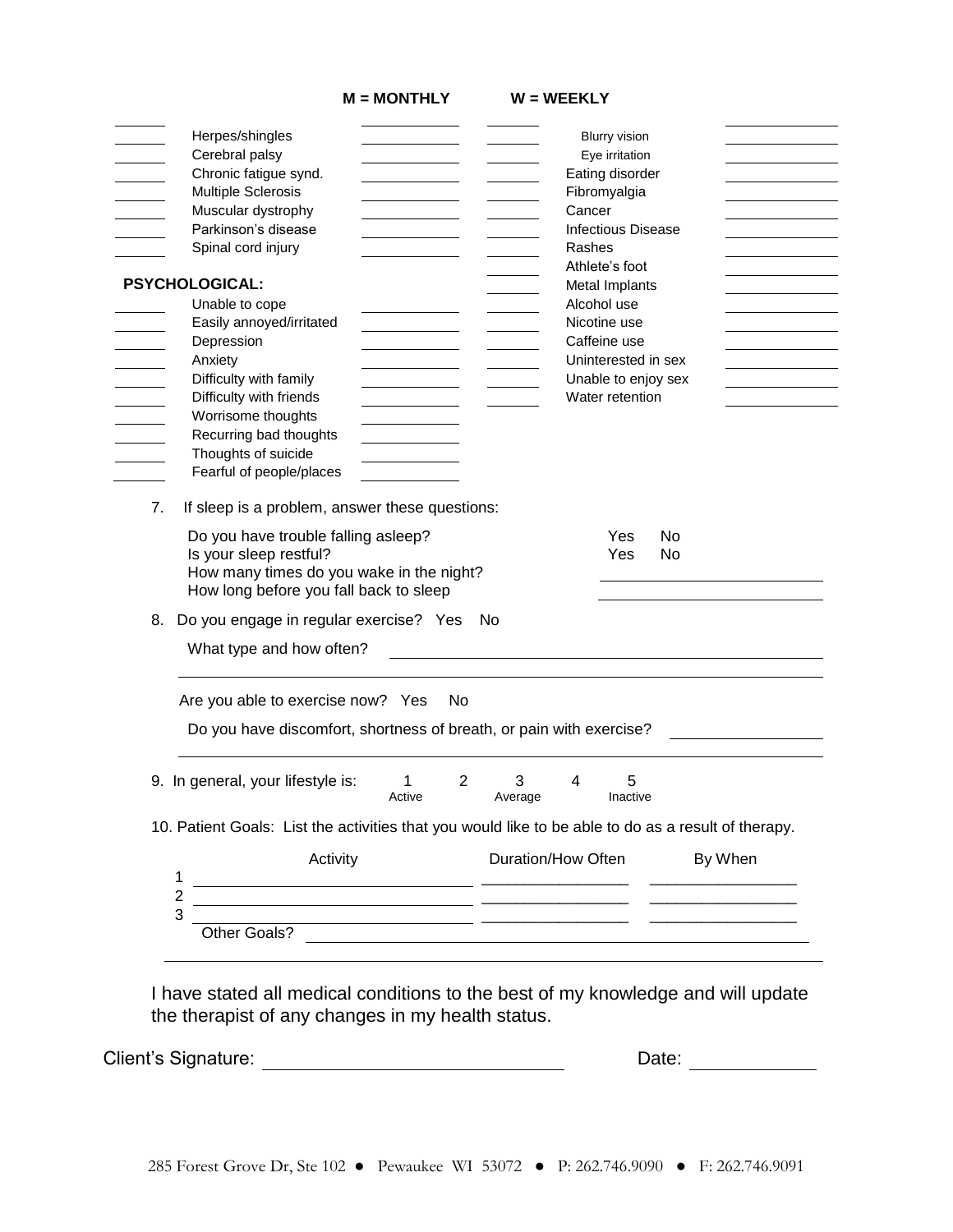**M = MONTHLY** **W = WEEKLY**

| | | | | | |
|---|---|---|---|---|---|
| ______ | Herpes/shingles | __________ | ______ | Blurry vision | __________ |
| ______ | Cerebral palsy | __________ | ______ | Eye irritation | __________ |
| ______ | Chronic fatigue synd. | __________ | ______ | Eating disorder | __________ |
| ______ | Multiple Sclerosis | __________ | ______ | Fibromyalgia | __________ |
| ______ | Muscular dystrophy | __________ | ______ | Cancer | __________ |
| ______ | Parkinson's disease | __________ | ______ | Infectious Disease | __________ |
| ______ | Spinal cord injury | __________ | ______ | Rashes | __________ |
| | | | ______ | Athlete's foot | __________ |
| | **PSYCHOLOGICAL:** | | ______ | Metal Implants | __________ |
| ______ | Unable to cope | | ______ | Alcohol use | __________ |
| ______ | Easily annoyed/irritated | __________ | ______ | Nicotine use | __________ |
| ______ | Depression | __________ | ______ | Caffeine use | __________ |
| ______ | Anxiety | __________ | ______ | Uninterested in sex | __________ |
| ______ | Difficulty with family | __________ | ______ | Unable to enjoy sex | __________ |
| ______ | Difficulty with friends | __________ | ______ | Water retention | __________ |
| ______ | Worrisome thoughts | __________ | | | |
| ______ | Recurring bad thoughts | __________ | | | |
| ______ | Thoughts of suicide | __________ | | | |
| ______ | Fearful of people/places | __________ | | | |

7. If sleep is a problem, answer these questions:

   Do you have trouble falling asleep? Yes No

   Is your sleep restful? Yes No

   How many times do you wake in the night? ____________________

   How long before you fall back to sleep ____________________

8. Do you engage in regular exercise? Yes No

   What type and how often? ________________________________________

   ________________________________________

   Are you able to exercise now? Yes No

   Do you have discomfort, shortness of breath, or pain with exercise? ____________

   ________________________________________

9. In general, your lifestyle is: 1 (Active) 2 3 (Average) 4 5 (Inactive)

10. Patient Goals: List the activities that you would like to be able to do as a result of therapy.

| | Activity | Duration/How Often | By When |
|---|---|---|---|
| 1 | | | |
| 2 | | | |
| 3 | | | |

Other Goals? ________________________________________

________________________________________

I have stated all medical conditions to the best of my knowledge and will update the therapist of any changes in my health status.

Client's Signature: ______________________ Date: ____________

285 Forest Grove Dr, Ste 102 ● Pewaukee WI 53072 ● P: 262.746.9090 ● F: 262.746.9091